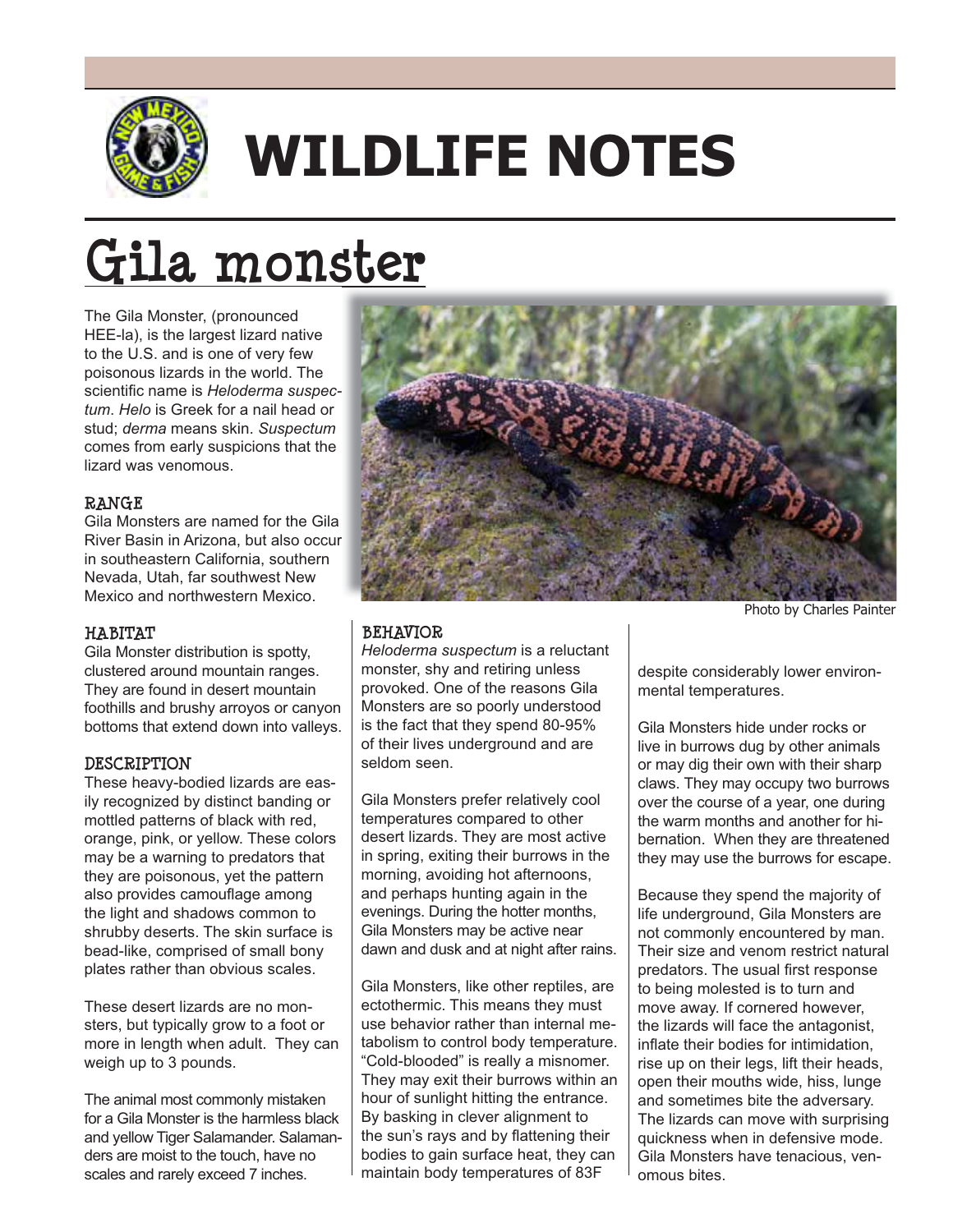# WILDLIFE NOTES

## Gila monster

The Gila Monster, (pronounced HEE-la), is the largest lizard native to the U.S. and is one of very few poisonous lizards in the world. The scientific name is *Heloderma suspectum*. *Helo* is Greek for a nail head or stud; *derma* means skin. *Suspectum* comes from early suspicions that the lizard was venomous.

### RANGE

Gila Monsters are named for the Gila River Basin in Arizona, but also occur in southeastern California, southern Nevada, Utah, far southwest New Mexico and northwestern Mexico.

### HABITAT

Gila Monster distribution is spotty, clustered around mountain ranges. They are found in desert mountain foothills and brushy arroyos or canyon bottoms that extend down into valleys.

### DESCRIPTION

These heavy-bodied lizards are easily recognized by distinct banding or mottled patterns of black with red, orange, pink, or yellow. These colors may be a warning to predators that they are poisonous, yet the pattern also provides camouflage among the light and shadows common to shrubby deserts. The skin surface is bead-like, comprised of small bony plates rather than obvious scales.

These desert lizards are no monsters, but typically grow to a foot or more in length when adult. They can weigh up to 3 pounds.

The animal most commonly mistaken for a Gila Monster is the harmless black and yellow Tiger Salamander. Salamanders are moist to the touch, have no scales and rarely exceed 7 inches.

Photo by Charles Painter

### BEHAVIOR

*Heloderma suspectum* is a reluctant monster, shy and retiring unless provoked. One of the reasons Gila Monsters are so poorly understood is the fact that they spend 80-95% of their lives underground and are seldom seen.

Gila Monsters prefer relatively cool temperatures compared to other desert lizards. They are most active in spring, exiting their burrows in the morning, avoiding hot afternoons, and perhaps hunting again in the evenings. During the hotter months, Gila Monsters may be active near dawn and dusk and at night after rains.

Gila Monsters, like other reptiles, are ectothermic. This means they must use behavior rather than internal metabolism to control body temperature. "Cold-blooded" is really a misnomer. They may exit their burrows within an hour of sunlight hitting the entrance. By basking in clever alignment to the sun's rays and by flattening their bodies to gain surface heat, they can maintain body temperatures of 83F despite considerably lower environmental temperatures.

Gila Monsters hide under rocks or live in burrows dug by other animals or may dig their own with their sharp claws. They may occupy two burrows over the course of a year, one during the warm months and another for hibernation. When they are threatened they may use the burrows for escape.

Because they spend the majority of life underground, Gila Monsters are not commonly encountered by man. Their size and venom restrict natural predators. The usual first response to being molested is to turn and move away. If cornered however, the lizards will face the antagonist, inflate their bodies for intimidation, rise up on their legs, lift their heads, open their mouths wide, hiss, lunge and sometimes bite the adversary. The lizards can move with surprising quickness when in defensive mode. Gila Monsters have tenacious, venomous bites.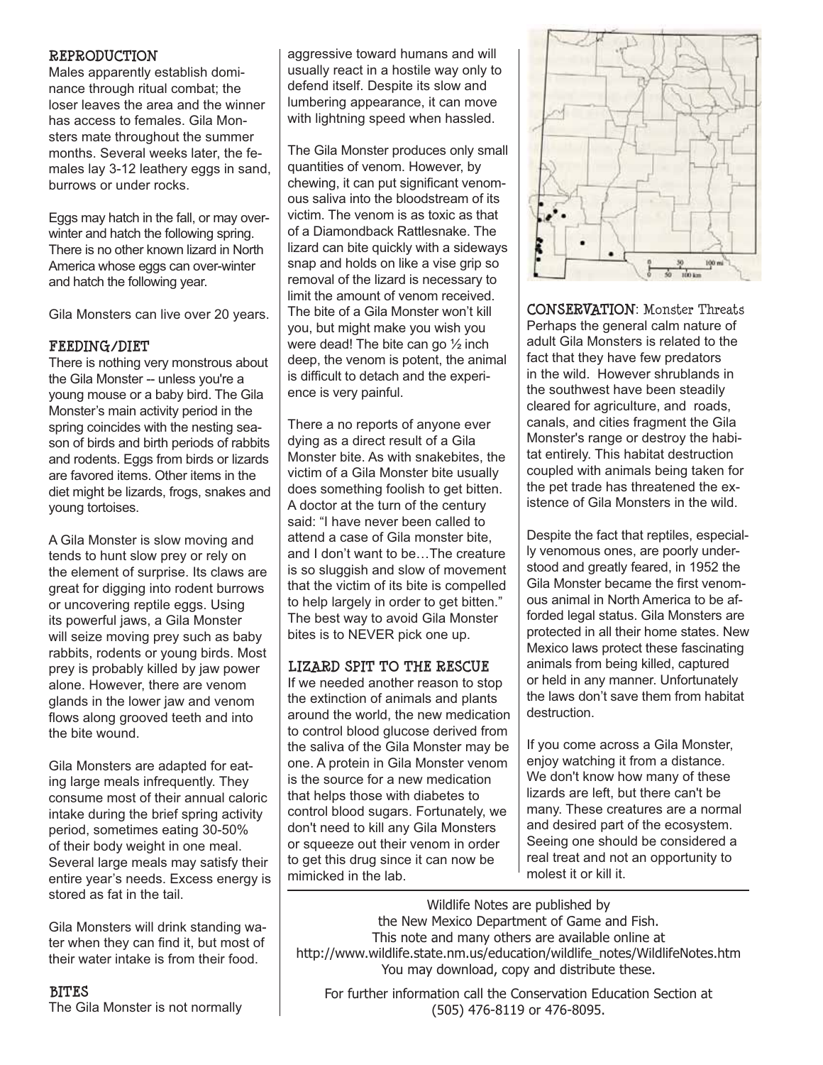## REPRODUCTION

Males apparently establish dominance through ritual combat; the loser leaves the area and the winner has access to females. Gila Monsters mate throughout the summer months. Several weeks later, the females lay 3-12 leathery eggs in sand, burrows or under rocks.

Eggs may hatch in the fall, or may over-winter and hatch the following spring. There is no other known lizard in North America whose eggs can over-winter and hatch the following year.

Gila Monsters can live over 20 years.

## FEEDING/DIET

There is nothing very monstrous about the Gila Monster -- unless you're a young mouse or a baby bird. The Gila Monster's main activity period in the spring coincides with the nesting season of birds and birth periods of rabbits and rodents. Eggs from birds or lizards are favored items. Other items in the diet might be lizards, frogs, snakes and young tortoises.

A Gila Monster is slow moving and tends to hunt slow prey or rely on the element of surprise. Its claws are great for digging into rodent burrows or uncovering reptile eggs. Using its powerful jaws, a Gila Monster will seize moving prey such as baby rabbits, rodents or young birds. Most prey is probably killed by jaw power alone. However, there are venom glands in the lower jaw and venom flows along grooved teeth and into the bite wound.

Gila Monsters are adapted for eating large meals infrequently. They consume most of their annual caloric intake during the brief spring activity period, sometimes eating 30-50% of their body weight in one meal. Several large meals may satisfy their entire year's needs. Excess energy is stored as fat in the tail.

Gila Monsters will drink standing water when they can find it, but most of their water intake is from their food.

## BITES

The Gila Monster is not normally aggressive toward humans and will usually react in a hostile way only to defend itself. Despite its slow and lumbering appearance, it can move with lightning speed when hassled.

The Gila Monster produces only small quantities of venom. However, by chewing, it can put significant venomous saliva into the bloodstream of its victim. The venom is as toxic as that of a Diamondback Rattlesnake. The lizard can bite quickly with a sideways snap and holds on like a vise grip so removal of the lizard is necessary to limit the amount of venom received. The bite of a Gila Monster won't kill you, but might make you wish you were dead! The bite can go ½ inch deep, the venom is potent, the animal is difficult to detach and the experience is very painful.

There a no reports of anyone ever dying as a direct result of a Gila Monster bite. As with snakebites, the victim of a Gila Monster bite usually does something foolish to get bitten. A doctor at the turn of the century said: "I have never been called to attend a case of Gila monster bite, and I don't want to be…The creature is so sluggish and slow of movement that the victim of its bite is compelled to help largely in order to get bitten." The best way to avoid Gila Monster bites is to NEVER pick one up.

## LIZARD SPIT TO THE RESCUE

If we needed another reason to stop the extinction of animals and plants around the world, the new medication to control blood glucose derived from the saliva of the Gila Monster may be one. A protein in Gila Monster venom is the source for a new medication that helps those with diabetes to control blood sugars. Fortunately, we don't need to kill any Gila Monsters or squeeze out their venom in order to get this drug since it can now be mimicked in the lab.

0 50 100 mi
0 50 100 km

## CONSERVATION: Monster Threats

Perhaps the general calm nature of adult Gila Monsters is related to the fact that they have few predators in the wild. However shrublands in the southwest have been steadily cleared for agriculture, and roads, canals, and cities fragment the Gila Monster's range or destroy the habitat entirely. This habitat destruction coupled with animals being taken for the pet trade has threatened the existence of Gila Monsters in the wild.

Despite the fact that reptiles, especially venomous ones, are poorly understood and greatly feared, in 1952 the Gila Monster became the first venomous animal in North America to be afforded legal status. Gila Monsters are protected in all their home states. New Mexico laws protect these fascinating animals from being killed, captured or held in any manner. Unfortunately the laws don't save them from habitat destruction.

If you come across a Gila Monster, enjoy watching it from a distance. We don't know how many of these lizards are left, but there can't be many. These creatures are a normal and desired part of the ecosystem. Seeing one should be considered a real treat and not an opportunity to molest it or kill it.

---

Wildlife Notes are published by
the New Mexico Department of Game and Fish.
This note and many others are available online at
http://www.wildlife.state.nm.us/education/wildlife_notes/WildlifeNotes.htm
You may download, copy and distribute these.

For further information call the Conservation Education Section at
(505) 476-8119 or 476-8095.